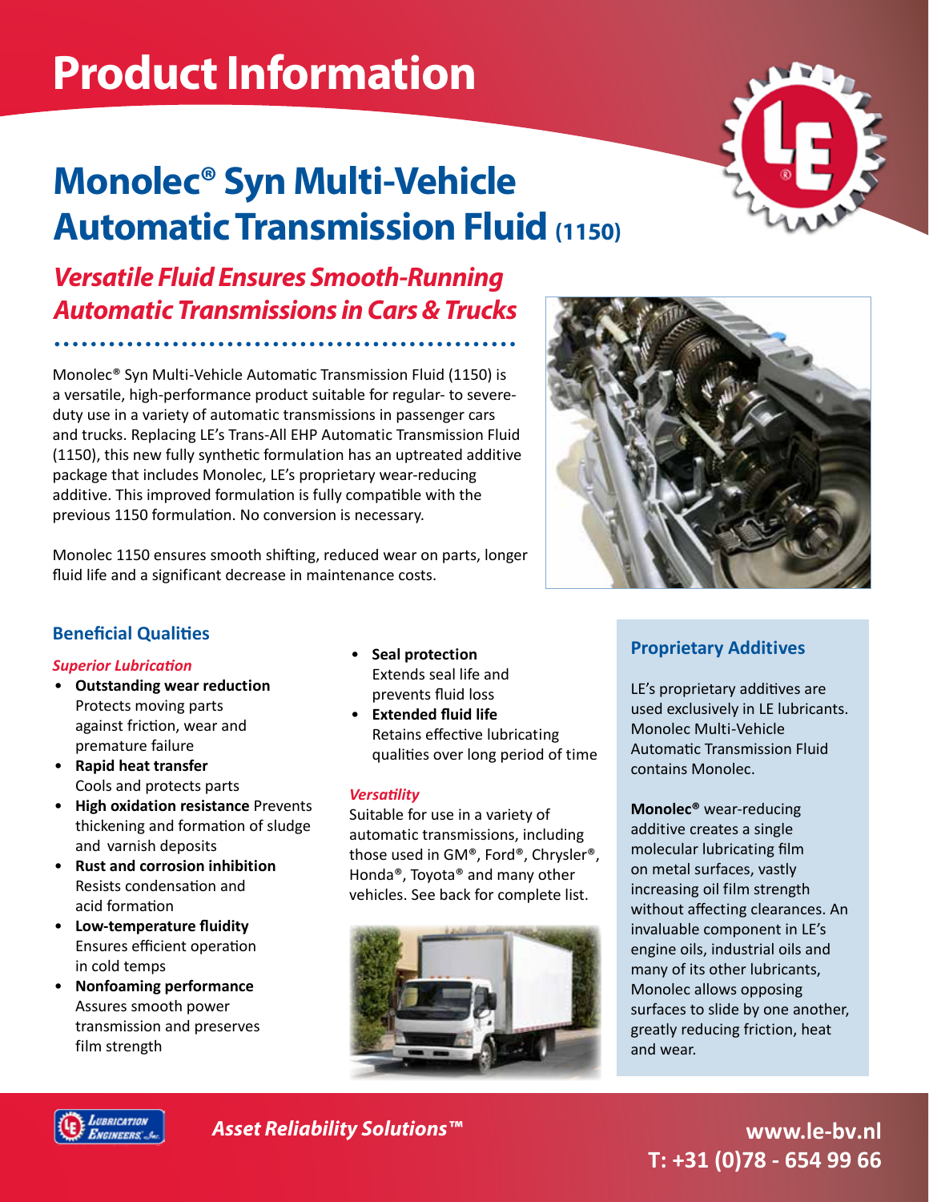# Product Information

# Monolec® Syn Multi-Vehicle Automatic Transmission Fluid (1150)

## *Versatile Fluid Ensures Smooth-Running Automatic Transmissions in Cars & Trucks*

Monolec® Syn Multi-Vehicle Automatic Transmission Fluid (1150) is a versatile, high-performance product suitable for regular- to severe-duty use in a variety of automatic transmissions in passenger cars and trucks. Replacing LE's Trans-All EHP Automatic Transmission Fluid (1150), this new fully synthetic formulation has an uptreated additive package that includes Monolec, LE's proprietary wear-reducing additive. This improved formulation is fully compatible with the previous 1150 formulation. No conversion is necessary.

Monolec 1150 ensures smooth shifting, reduced wear on parts, longer fluid life and a significant decrease in maintenance costs.

### Beneficial Qualities

*Superior Lubrication*

- **Outstanding wear reduction** Protects moving parts against friction, wear and premature failure
- **Rapid heat transfer** Cools and protects parts
- **High oxidation resistance** Prevents thickening and formation of sludge and varnish deposits
- **Rust and corrosion inhibition** Resists condensation and acid formation
- **Low-temperature fluidity** Ensures efficient operation in cold temps
- **Nonfoaming performance** Assures smooth power transmission and preserves film strength
- **Seal protection** Extends seal life and prevents fluid loss
- **Extended fluid life** Retains effective lubricating qualities over long period of time

*Versatility*

Suitable for use in a variety of automatic transmissions, including those used in GM®, Ford®, Chrysler®, Honda®, Toyota® and many other vehicles. See back for complete list.

### Proprietary Additives

LE's proprietary additives are used exclusively in LE lubricants. Monolec Multi-Vehicle Automatic Transmission Fluid contains Monolec.

**Monolec®** wear-reducing additive creates a single molecular lubricating film on metal surfaces, vastly increasing oil film strength without affecting clearances. An invaluable component in LE's engine oils, industrial oils and many of its other lubricants, Monolec allows opposing surfaces to slide by one another, greatly reducing friction, heat and wear.

*Asset Reliability Solutions™*

www.le-bv.nl
T: +31 (0)78 - 654 99 66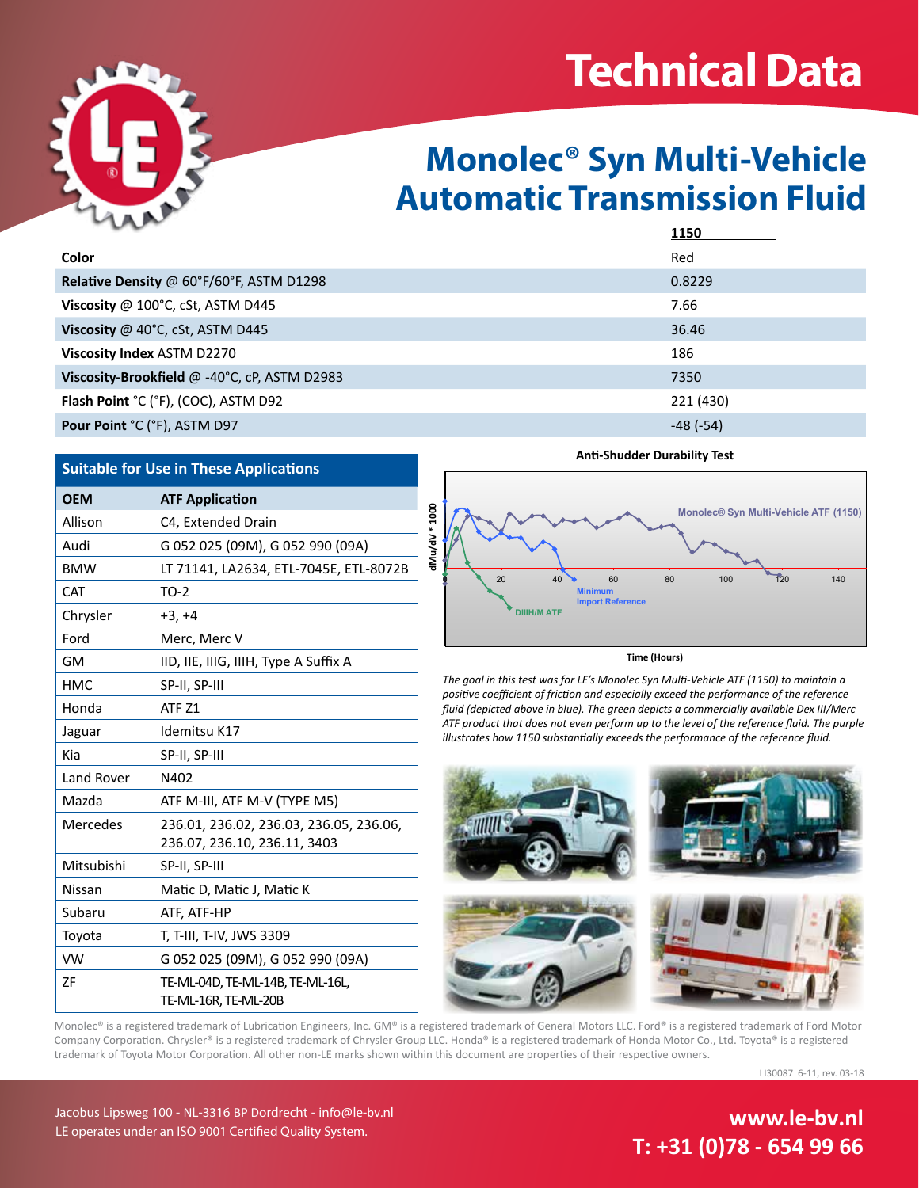# Technical Data

## Monolec® Syn Multi-Vehicle Automatic Transmission Fluid

| | 1150 |
|---|---|
| **Color** | Red |
| **Relative Density** @ 60°F/60°F, ASTM D1298 | 0.8229 |
| **Viscosity** @ 100°C, cSt, ASTM D445 | 7.66 |
| **Viscosity** @ 40°C, cSt, ASTM D445 | 36.46 |
| **Viscosity Index** ASTM D2270 | 186 |
| **Viscosity-Brookfield** @ -40°C, cP, ASTM D2983 | 7350 |
| **Flash Point** °C (°F), (COC), ASTM D92 | 221 (430) |
| **Pour Point** °C (°F), ASTM D97 | -48 (-54) |

### Suitable for Use in These Applications

| OEM | ATF Application |
|---|---|
| Allison | C4, Extended Drain |
| Audi | G 052 025 (09M), G 052 990 (09A) |
| BMW | LT 71141, LA2634, ETL-7045E, ETL-8072B |
| CAT | TO-2 |
| Chrysler | +3, +4 |
| Ford | Merc, Merc V |
| GM | IID, IIE, IIIG, IIIH, Type A Suffix A |
| HMC | SP-II, SP-III |
| Honda | ATF Z1 |
| Jaguar | Idemitsu K17 |
| Kia | SP-II, SP-III |
| Land Rover | N402 |
| Mazda | ATF M-III, ATF M-V (TYPE M5) |
| Mercedes | 236.01, 236.02, 236.03, 236.05, 236.06, 236.07, 236.10, 236.11, 3403 |
| Mitsubishi | SP-II, SP-III |
| Nissan | Matic D, Matic J, Matic K |
| Subaru | ATF, ATF-HP |
| Toyota | T, T-III, T-IV, JWS 3309 |
| VW | G 052 025 (09M), G 052 990 (09A) |
| ZF | TE-ML-04D, TE-ML-14B, TE-ML-16L, TE-ML-16R, TE-ML-20B |

**Anti-Shudder Durability Test**

dMu/dV * 1000

0 20 40 60 80 100 120 140

Monolec® Syn Multi-Vehicle ATF (1150)

Minimum Import Reference

DIIIH/M ATF

Time (Hours)

*The goal in this test was for LE's Monolec Syn Multi-Vehicle ATF (1150) to maintain a positive coefficient of friction and especially exceed the performance of the reference fluid (depicted above in blue). The green depicts a commercially available Dex III/Merc ATF product that does not even perform up to the level of the reference fluid. The purple illustrates how 1150 substantially exceeds the performance of the reference fluid.*

Monolec® is a registered trademark of Lubrication Engineers, Inc. GM® is a registered trademark of General Motors LLC. Ford® is a registered trademark of Ford Motor Company Corporation. Chrysler® is a registered trademark of Chrysler Group LLC. Honda® is a registered trademark of Honda Motor Co., Ltd. Toyota® is a registered trademark of Toyota Motor Corporation. All other non-LE marks shown within this document are properties of their respective owners.

LI30087 6-11, rev. 03-18

Jacobus Lipsweg 100 - NL-3316 BP Dordrecht - info@le-bv.nl
LE operates under an ISO 9001 Certified Quality System.

**www.le-bv.nl**
**T: +31 (0)78 - 654 99 66**